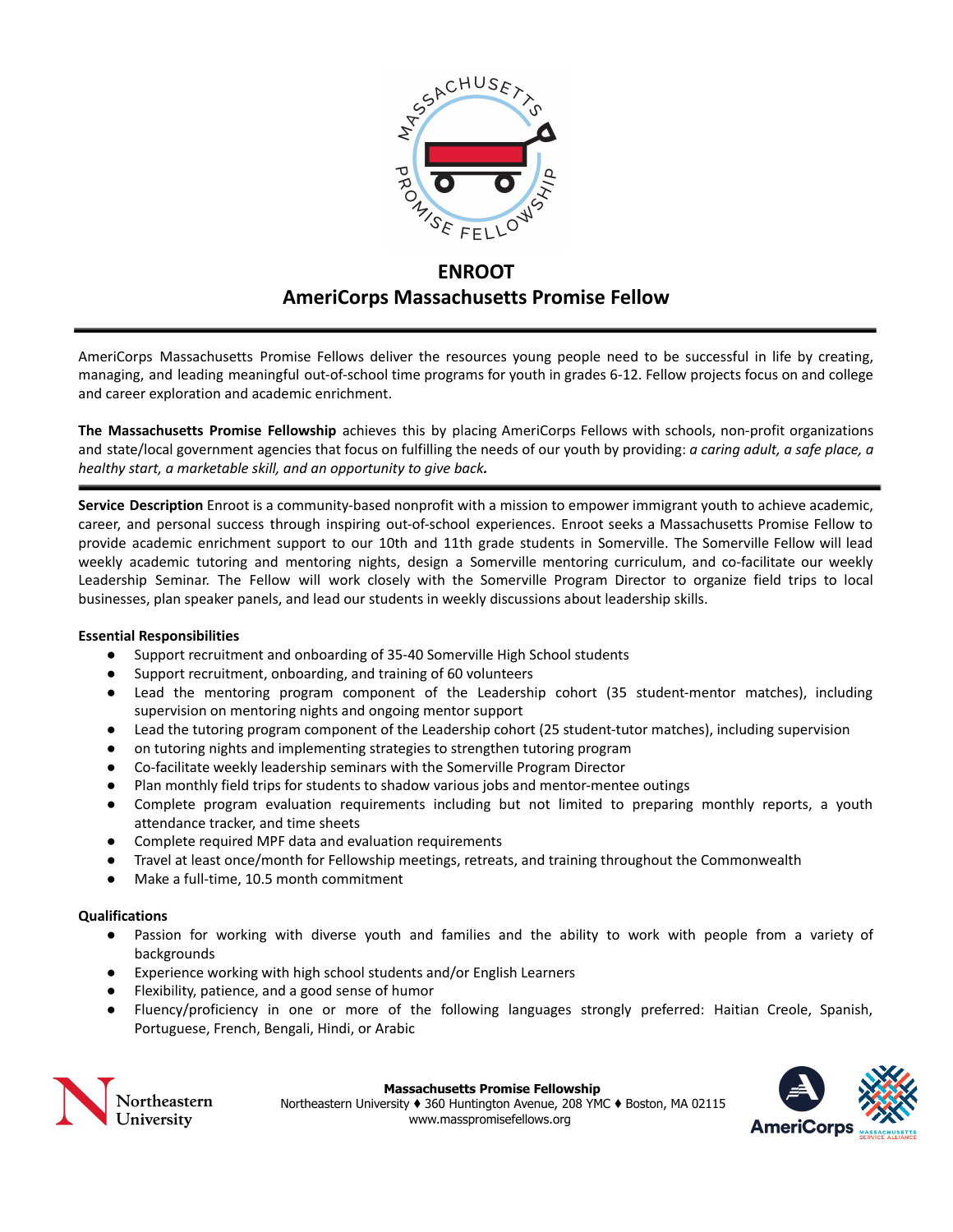# ENROOT
## AmeriCorps Massachusetts Promise Fellow

AmeriCorps Massachusetts Promise Fellows deliver the resources young people need to be successful in life by creating, managing, and leading meaningful out-of-school time programs for youth in grades 6-12. Fellow projects focus on and college and career exploration and academic enrichment.

**The Massachusetts Promise Fellowship** achieves this by placing AmeriCorps Fellows with schools, non-profit organizations and state/local government agencies that focus on fulfilling the needs of our youth by providing: *a caring adult, a safe place, a healthy start, a marketable skill, and an opportunity to give back.*

**Service Description** Enroot is a community-based nonprofit with a mission to empower immigrant youth to achieve academic, career, and personal success through inspiring out-of-school experiences. Enroot seeks a Massachusetts Promise Fellow to provide academic enrichment support to our 10th and 11th grade students in Somerville. The Somerville Fellow will lead weekly academic tutoring and mentoring nights, design a Somerville mentoring curriculum, and co-facilitate our weekly Leadership Seminar. The Fellow will work closely with the Somerville Program Director to organize field trips to local businesses, plan speaker panels, and lead our students in weekly discussions about leadership skills.

**Essential Responsibilities**

- Support recruitment and onboarding of 35-40 Somerville High School students
- Support recruitment, onboarding, and training of 60 volunteers
- Lead the mentoring program component of the Leadership cohort (35 student-mentor matches), including supervision on mentoring nights and ongoing mentor support
- Lead the tutoring program component of the Leadership cohort (25 student-tutor matches), including supervision
- on tutoring nights and implementing strategies to strengthen tutoring program
- Co-facilitate weekly leadership seminars with the Somerville Program Director
- Plan monthly field trips for students to shadow various jobs and mentor-mentee outings
- Complete program evaluation requirements including but not limited to preparing monthly reports, a youth attendance tracker, and time sheets
- Complete required MPF data and evaluation requirements
- Travel at least once/month for Fellowship meetings, retreats, and training throughout the Commonwealth
- Make a full-time, 10.5 month commitment

**Qualifications**

- Passion for working with diverse youth and families and the ability to work with people from a variety of backgrounds
- Experience working with high school students and/or English Learners
- Flexibility, patience, and a good sense of humor
- Fluency/proficiency in one or more of the following languages strongly preferred: Haitian Creole, Spanish, Portuguese, French, Bengali, Hindi, or Arabic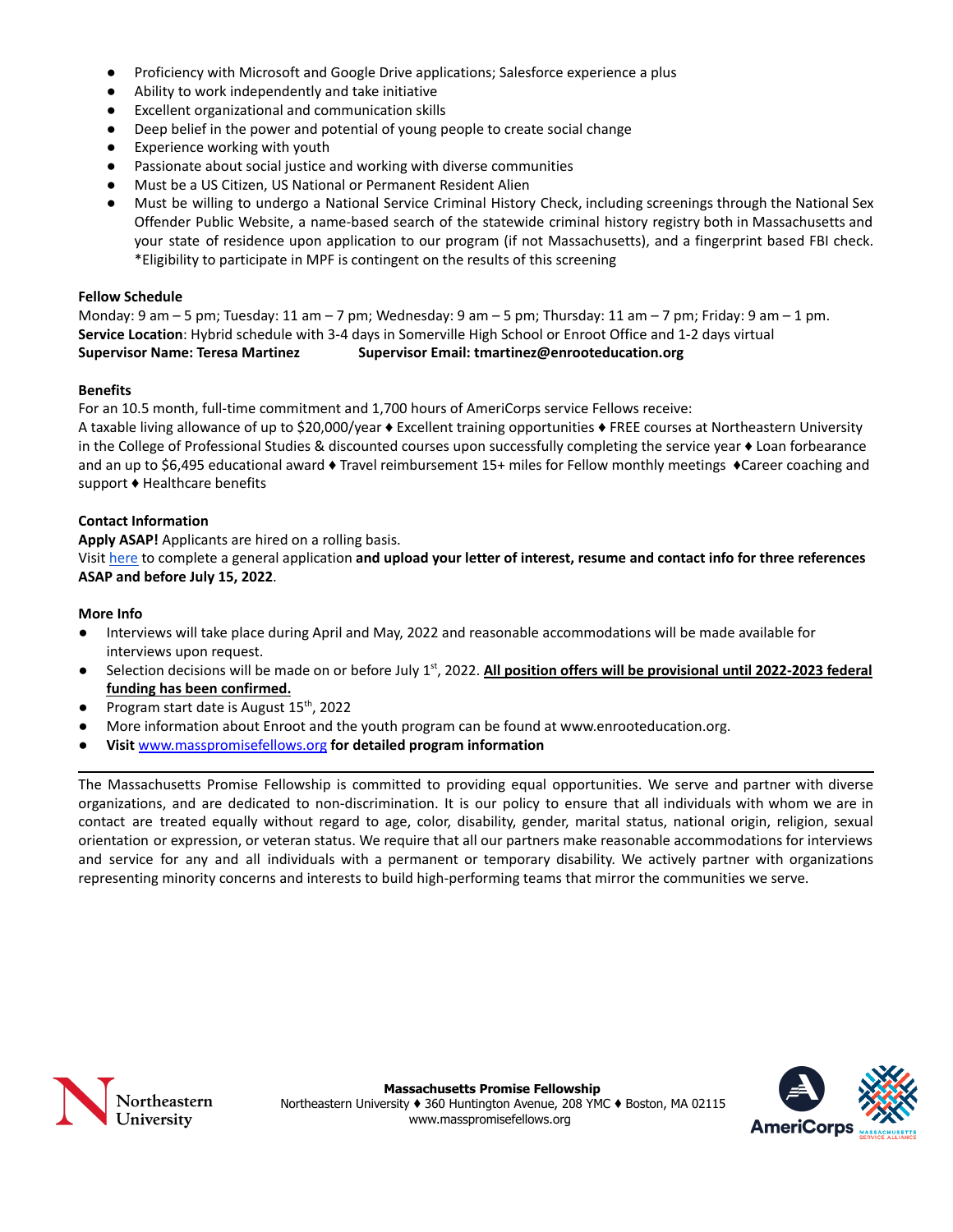- Proficiency with Microsoft and Google Drive applications; Salesforce experience a plus
- Ability to work independently and take initiative
- Excellent organizational and communication skills
- Deep belief in the power and potential of young people to create social change
- Experience working with youth
- Passionate about social justice and working with diverse communities
- Must be a US Citizen, US National or Permanent Resident Alien
- Must be willing to undergo a National Service Criminal History Check, including screenings through the National Sex Offender Public Website, a name-based search of the statewide criminal history registry both in Massachusetts and your state of residence upon application to our program (if not Massachusetts), and a fingerprint based FBI check. *Eligibility to participate in MPF is contingent on the results of this screening

**Fellow Schedule**

Monday: 9 am – 5 pm; Tuesday: 11 am – 7 pm; Wednesday: 9 am – 5 pm; Thursday: 11 am – 7 pm; Friday: 9 am – 1 pm.

**Service Location**: Hybrid schedule with 3-4 days in Somerville High School or Enroot Office and 1-2 days virtual

**Supervisor Name: Teresa Martinez** **Supervisor Email: tmartinez@enrooteducation.org**

**Benefits**

For an 10.5 month, full-time commitment and 1,700 hours of AmeriCorps service Fellows receive:

A taxable living allowance of up to $20,000/year ♦ Excellent training opportunities ♦ FREE courses at Northeastern University in the College of Professional Studies & discounted courses upon successfully completing the service year ♦ Loan forbearance and an up to $6,495 educational award ♦ Travel reimbursement 15+ miles for Fellow monthly meetings ♦Career coaching and support ♦ Healthcare benefits

**Contact Information**

**Apply ASAP!** Applicants are hired on a rolling basis.

Visit here to complete a general application **and upload your letter of interest, resume and contact info for three references ASAP and before July 15, 2022**.

**More Info**

- Interviews will take place during April and May, 2022 and reasonable accommodations will be made available for interviews upon request.
- Selection decisions will be made on or before July 1st, 2022. **All position offers will be provisional until 2022-2023 federal funding has been confirmed.**
- Program start date is August 15th, 2022
- More information about Enroot and the youth program can be found at www.enrooteducation.org.
- **Visit** www.masspromisefellows.org **for detailed program information**

---

The Massachusetts Promise Fellowship is committed to providing equal opportunities. We serve and partner with diverse organizations, and are dedicated to non-discrimination. It is our policy to ensure that all individuals with whom we are in contact are treated equally without regard to age, color, disability, gender, marital status, national origin, religion, sexual orientation or expression, or veteran status. We require that all our partners make reasonable accommodations for interviews and service for any and all individuals with a permanent or temporary disability. We actively partner with organizations representing minority concerns and interests to build high-performing teams that mirror the communities we serve.

Northeastern University

**Massachusetts Promise Fellowship**
Northeastern University ♦ 360 Huntington Avenue, 208 YMC ♦ Boston, MA 02115
www.masspromisefellows.org

AmeriCorps

Massachusetts Service Alliance